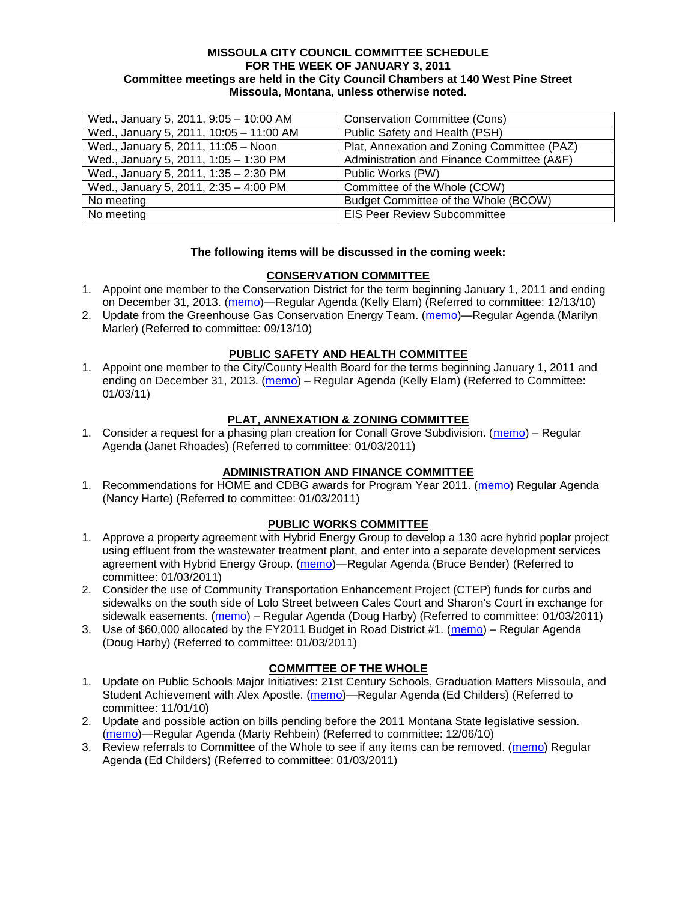**MISSOULA CITY COUNCIL COMMITTEE SCHEDULE**
**FOR THE WEEK OF JANUARY 3, 2011**
**Committee meetings are held in the City Council Chambers at 140 West Pine Street**
**Missoula, Montana, unless otherwise noted.**

| | |
|---|---|
| Wed., January 5, 2011, 9:05 – 10:00 AM | Conservation Committee (Cons) |
| Wed., January 5, 2011, 10:05 – 11:00 AM | Public Safety and Health (PSH) |
| Wed., January 5, 2011, 11:05 – Noon | Plat, Annexation and Zoning Committee (PAZ) |
| Wed., January 5, 2011, 1:05 – 1:30 PM | Administration and Finance Committee (A&F) |
| Wed., January 5, 2011, 1:35 – 2:30 PM | Public Works (PW) |
| Wed., January 5, 2011, 2:35 – 4:00 PM | Committee of the Whole (COW) |
| No meeting | Budget Committee of the Whole (BCOW) |
| No meeting | EIS Peer Review Subcommittee |

**The following items will be discussed in the coming week:**

## CONSERVATION COMMITTEE

1. Appoint one member to the Conservation District for the term beginning January 1, 2011 and ending on December 31, 2013. (memo)—Regular Agenda (Kelly Elam) (Referred to committee: 12/13/10)
2. Update from the Greenhouse Gas Conservation Energy Team. (memo)—Regular Agenda (Marilyn Marler) (Referred to committee: 09/13/10)

## PUBLIC SAFETY AND HEALTH COMMITTEE

1. Appoint one member to the City/County Health Board for the terms beginning January 1, 2011 and ending on December 31, 2013. (memo) – Regular Agenda (Kelly Elam) (Referred to Committee: 01/03/11)

## PLAT, ANNEXATION & ZONING COMMITTEE

1. Consider a request for a phasing plan creation for Conall Grove Subdivision. (memo) – Regular Agenda (Janet Rhoades) (Referred to committee: 01/03/2011)

## ADMINISTRATION AND FINANCE COMMITTEE

1. Recommendations for HOME and CDBG awards for Program Year 2011. (memo) Regular Agenda (Nancy Harte) (Referred to committee: 01/03/2011)

## PUBLIC WORKS COMMITTEE

1. Approve a property agreement with Hybrid Energy Group to develop a 130 acre hybrid poplar project using effluent from the wastewater treatment plant, and enter into a separate development services agreement with Hybrid Energy Group. (memo)—Regular Agenda (Bruce Bender) (Referred to committee: 01/03/2011)
2. Consider the use of Community Transportation Enhancement Project (CTEP) funds for curbs and sidewalks on the south side of Lolo Street between Cales Court and Sharon's Court in exchange for sidewalk easements. (memo) – Regular Agenda (Doug Harby) (Referred to committee: 01/03/2011)
3. Use of $60,000 allocated by the FY2011 Budget in Road District #1. (memo) – Regular Agenda (Doug Harby) (Referred to committee: 01/03/2011)

## COMMITTEE OF THE WHOLE

1. Update on Public Schools Major Initiatives: 21st Century Schools, Graduation Matters Missoula, and Student Achievement with Alex Apostle. (memo)—Regular Agenda (Ed Childers) (Referred to committee: 11/01/10)
2. Update and possible action on bills pending before the 2011 Montana State legislative session. (memo)—Regular Agenda (Marty Rehbein) (Referred to committee: 12/06/10)
3. Review referrals to Committee of the Whole to see if any items can be removed. (memo) Regular Agenda (Ed Childers) (Referred to committee: 01/03/2011)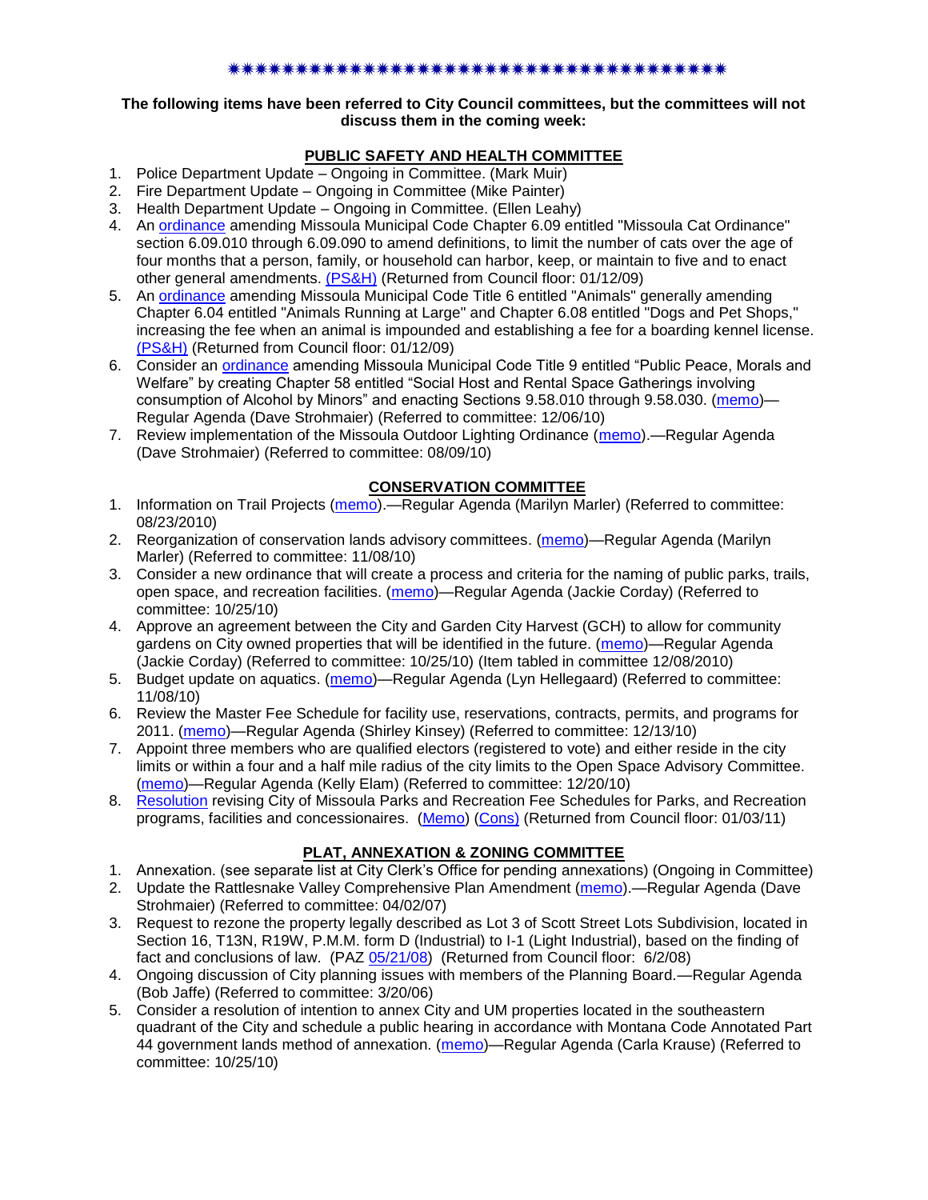✷✷✷✷✷✷✷✷✷✷✷✷✷✷✷✷✷✷✷✷✷✷✷✷✷✷✷✷✷✷✷✷✷✷✷✷✷

**The following items have been referred to City Council committees, but the committees will not discuss them in the coming week:**

## PUBLIC SAFETY AND HEALTH COMMITTEE

1. Police Department Update – Ongoing in Committee. (Mark Muir)
2. Fire Department Update – Ongoing in Committee (Mike Painter)
3. Health Department Update – Ongoing in Committee. (Ellen Leahy)
4. An ordinance amending Missoula Municipal Code Chapter 6.09 entitled "Missoula Cat Ordinance" section 6.09.010 through 6.09.090 to amend definitions, to limit the number of cats over the age of four months that a person, family, or household can harbor, keep, or maintain to five and to enact other general amendments. (PS&H) (Returned from Council floor: 01/12/09)
5. An ordinance amending Missoula Municipal Code Title 6 entitled "Animals" generally amending Chapter 6.04 entitled "Animals Running at Large" and Chapter 6.08 entitled "Dogs and Pet Shops," increasing the fee when an animal is impounded and establishing a fee for a boarding kennel license. (PS&H) (Returned from Council floor: 01/12/09)
6. Consider an ordinance amending Missoula Municipal Code Title 9 entitled "Public Peace, Morals and Welfare" by creating Chapter 58 entitled "Social Host and Rental Space Gatherings involving consumption of Alcohol by Minors" and enacting Sections 9.58.010 through 9.58.030. (memo)—Regular Agenda (Dave Strohmaier) (Referred to committee: 12/06/10)
7. Review implementation of the Missoula Outdoor Lighting Ordinance (memo).—Regular Agenda (Dave Strohmaier) (Referred to committee: 08/09/10)

## CONSERVATION COMMITTEE

1. Information on Trail Projects (memo).—Regular Agenda (Marilyn Marler) (Referred to committee: 08/23/2010)
2. Reorganization of conservation lands advisory committees. (memo)—Regular Agenda (Marilyn Marler) (Referred to committee: 11/08/10)
3. Consider a new ordinance that will create a process and criteria for the naming of public parks, trails, open space, and recreation facilities. (memo)—Regular Agenda (Jackie Corday) (Referred to committee: 10/25/10)
4. Approve an agreement between the City and Garden City Harvest (GCH) to allow for community gardens on City owned properties that will be identified in the future. (memo)—Regular Agenda (Jackie Corday) (Referred to committee: 10/25/10) (Item tabled in committee 12/08/2010)
5. Budget update on aquatics. (memo)—Regular Agenda (Lyn Hellegaard) (Referred to committee: 11/08/10)
6. Review the Master Fee Schedule for facility use, reservations, contracts, permits, and programs for 2011. (memo)—Regular Agenda (Shirley Kinsey) (Referred to committee: 12/13/10)
7. Appoint three members who are qualified electors (registered to vote) and either reside in the city limits or within a four and a half mile radius of the city limits to the Open Space Advisory Committee. (memo)—Regular Agenda (Kelly Elam) (Referred to committee: 12/20/10)
8. Resolution revising City of Missoula Parks and Recreation Fee Schedules for Parks, and Recreation programs, facilities and concessionaires. (Memo) (Cons) (Returned from Council floor: 01/03/11)

## PLAT, ANNEXATION & ZONING COMMITTEE

1. Annexation. (see separate list at City Clerk's Office for pending annexations) (Ongoing in Committee)
2. Update the Rattlesnake Valley Comprehensive Plan Amendment (memo).—Regular Agenda (Dave Strohmaier) (Referred to committee: 04/02/07)
3. Request to rezone the property legally described as Lot 3 of Scott Street Lots Subdivision, located in Section 16, T13N, R19W, P.M.M. form D (Industrial) to I-1 (Light Industrial), based on the finding of fact and conclusions of law. (PAZ 05/21/08) (Returned from Council floor: 6/2/08)
4. Ongoing discussion of City planning issues with members of the Planning Board.—Regular Agenda (Bob Jaffe) (Referred to committee: 3/20/06)
5. Consider a resolution of intention to annex City and UM properties located in the southeastern quadrant of the City and schedule a public hearing in accordance with Montana Code Annotated Part 44 government lands method of annexation. (memo)—Regular Agenda (Carla Krause) (Referred to committee: 10/25/10)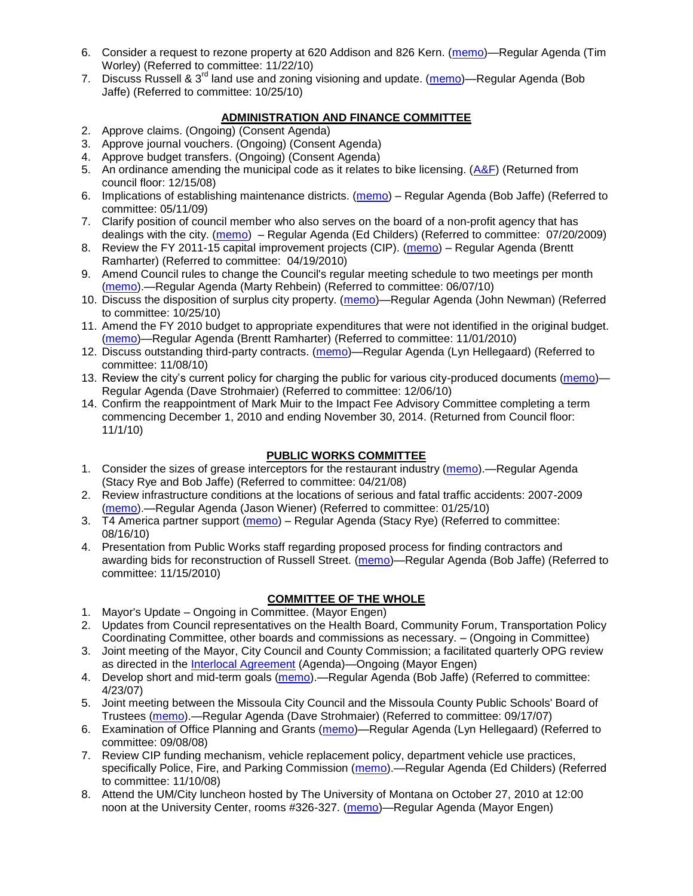6. Consider a request to rezone property at 620 Addison and 826 Kern. (memo)—Regular Agenda (Tim Worley) (Referred to committee: 11/22/10)
7. Discuss Russell & 3rd land use and zoning visioning and update. (memo)—Regular Agenda (Bob Jaffe) (Referred to committee: 10/25/10)

## ADMINISTRATION AND FINANCE COMMITTEE

2. Approve claims. (Ongoing) (Consent Agenda)
3. Approve journal vouchers. (Ongoing) (Consent Agenda)
4. Approve budget transfers. (Ongoing) (Consent Agenda)
5. An ordinance amending the municipal code as it relates to bike licensing. (A&F) (Returned from council floor: 12/15/08)
6. Implications of establishing maintenance districts. (memo) – Regular Agenda (Bob Jaffe) (Referred to committee: 05/11/09)
7. Clarify position of council member who also serves on the board of a non-profit agency that has dealings with the city. (memo) – Regular Agenda (Ed Childers) (Referred to committee: 07/20/2009)
8. Review the FY 2011-15 capital improvement projects (CIP). (memo) – Regular Agenda (Brentt Ramharter) (Referred to committee: 04/19/2010)
9. Amend Council rules to change the Council's regular meeting schedule to two meetings per month (memo).—Regular Agenda (Marty Rehbein) (Referred to committee: 06/07/10)
10. Discuss the disposition of surplus city property. (memo)—Regular Agenda (John Newman) (Referred to committee: 10/25/10)
11. Amend the FY 2010 budget to appropriate expenditures that were not identified in the original budget. (memo)—Regular Agenda (Brentt Ramharter) (Referred to committee: 11/01/2010)
12. Discuss outstanding third-party contracts. (memo)—Regular Agenda (Lyn Hellegaard) (Referred to committee: 11/08/10)
13. Review the city's current policy for charging the public for various city-produced documents (memo)—Regular Agenda (Dave Strohmaier) (Referred to committee: 12/06/10)
14. Confirm the reappointment of Mark Muir to the Impact Fee Advisory Committee completing a term commencing December 1, 2010 and ending November 30, 2014. (Returned from Council floor: 11/1/10)

## PUBLIC WORKS COMMITTEE

1. Consider the sizes of grease interceptors for the restaurant industry (memo).—Regular Agenda (Stacy Rye and Bob Jaffe) (Referred to committee: 04/21/08)
2. Review infrastructure conditions at the locations of serious and fatal traffic accidents: 2007-2009 (memo).—Regular Agenda (Jason Wiener) (Referred to committee: 01/25/10)
3. T4 America partner support (memo) – Regular Agenda (Stacy Rye) (Referred to committee: 08/16/10)
4. Presentation from Public Works staff regarding proposed process for finding contractors and awarding bids for reconstruction of Russell Street. (memo)—Regular Agenda (Bob Jaffe) (Referred to committee: 11/15/2010)

## COMMITTEE OF THE WHOLE

1. Mayor's Update – Ongoing in Committee. (Mayor Engen)
2. Updates from Council representatives on the Health Board, Community Forum, Transportation Policy Coordinating Committee, other boards and commissions as necessary. – (Ongoing in Committee)
3. Joint meeting of the Mayor, City Council and County Commission; a facilitated quarterly OPG review as directed in the Interlocal Agreement (Agenda)—Ongoing (Mayor Engen)
4. Develop short and mid-term goals (memo).—Regular Agenda (Bob Jaffe) (Referred to committee: 4/23/07)
5. Joint meeting between the Missoula City Council and the Missoula County Public Schools' Board of Trustees (memo).—Regular Agenda (Dave Strohmaier) (Referred to committee: 09/17/07)
6. Examination of Office Planning and Grants (memo)—Regular Agenda (Lyn Hellegaard) (Referred to committee: 09/08/08)
7. Review CIP funding mechanism, vehicle replacement policy, department vehicle use practices, specifically Police, Fire, and Parking Commission (memo).—Regular Agenda (Ed Childers) (Referred to committee: 11/10/08)
8. Attend the UM/City luncheon hosted by The University of Montana on October 27, 2010 at 12:00 noon at the University Center, rooms #326-327. (memo)—Regular Agenda (Mayor Engen)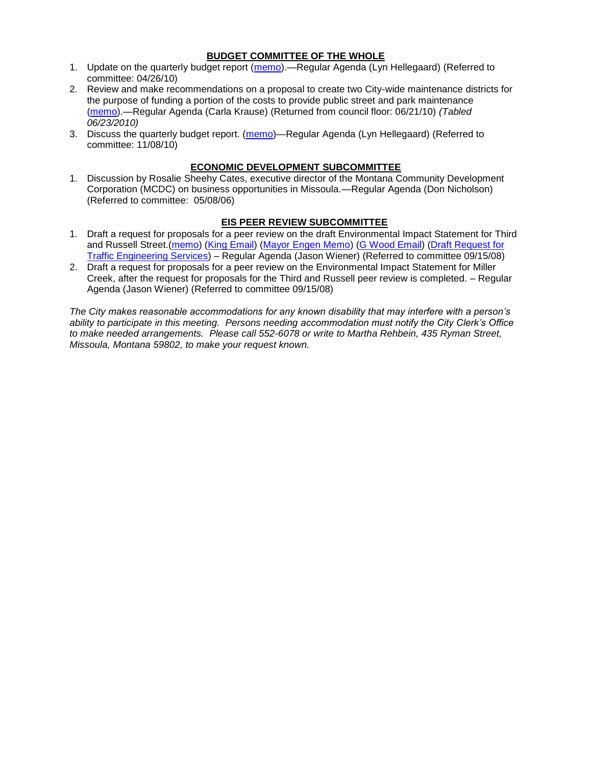## BUDGET COMMITTEE OF THE WHOLE

1. Update on the quarterly budget report (memo).—Regular Agenda (Lyn Hellegaard) (Referred to committee: 04/26/10)
2. Review and make recommendations on a proposal to create two City-wide maintenance districts for the purpose of funding a portion of the costs to provide public street and park maintenance (memo).—Regular Agenda (Carla Krause) (Returned from council floor: 06/21/10) *(Tabled 06/23/2010)*
3. Discuss the quarterly budget report. (memo)—Regular Agenda (Lyn Hellegaard) (Referred to committee: 11/08/10)

## ECONOMIC DEVELOPMENT SUBCOMMITTEE

1. Discussion by Rosalie Sheehy Cates, executive director of the Montana Community Development Corporation (MCDC) on business opportunities in Missoula.—Regular Agenda (Don Nicholson) (Referred to committee: 05/08/06)

## EIS PEER REVIEW SUBCOMMITTEE

1. Draft a request for proposals for a peer review on the draft Environmental Impact Statement for Third and Russell Street.(memo) (King Email) (Mayor Engen Memo) (G Wood Email) (Draft Request for Traffic Engineering Services) – Regular Agenda (Jason Wiener) (Referred to committee 09/15/08)
2. Draft a request for proposals for a peer review on the Environmental Impact Statement for Miller Creek, after the request for proposals for the Third and Russell peer review is completed. – Regular Agenda (Jason Wiener) (Referred to committee 09/15/08)

*The City makes reasonable accommodations for any known disability that may interfere with a person's ability to participate in this meeting. Persons needing accommodation must notify the City Clerk's Office to make needed arrangements. Please call 552-6078 or write to Martha Rehbein, 435 Ryman Street, Missoula, Montana 59802, to make your request known.*